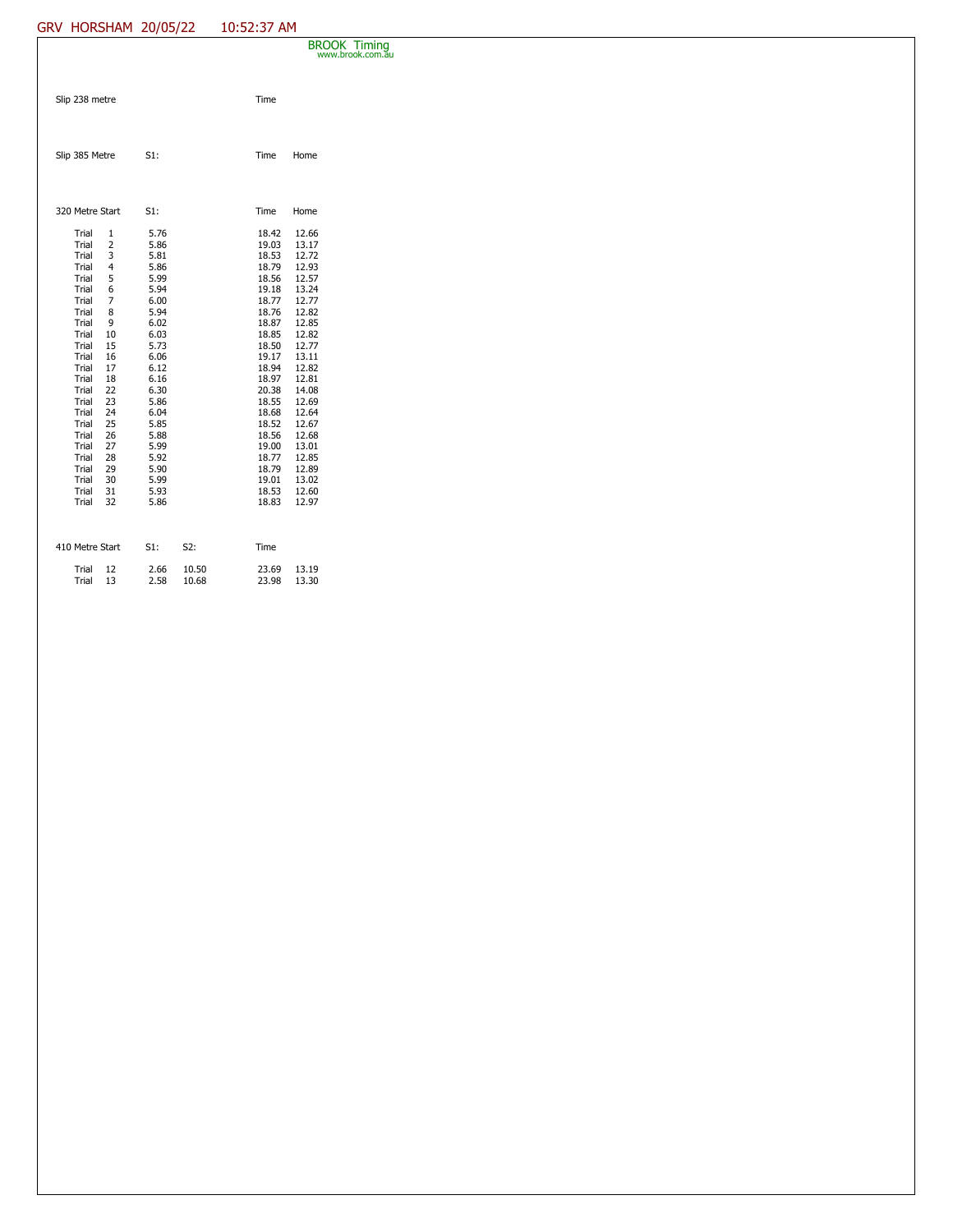GRV HORSHAM 20/05/22 10:52:37 AM

BROOK Timing
www.brook.com.au

| Slip 238 metre | | | Time | |
|---|---|---|---|---|

| Slip 385 Metre | S1: | | Time | Home |
|---|---|---|---|---|

| 320 Metre Start | S1: | | Time | Home |
|---|---|---|---|---|
| Trial 1 | 5.76 | | 18.42 | 12.66 |
| Trial 2 | 5.86 | | 19.03 | 13.17 |
| Trial 3 | 5.81 | | 18.53 | 12.72 |
| Trial 4 | 5.86 | | 18.79 | 12.93 |
| Trial 5 | 5.99 | | 18.56 | 12.57 |
| Trial 6 | 5.94 | | 19.18 | 13.24 |
| Trial 7 | 6.00 | | 18.77 | 12.77 |
| Trial 8 | 5.94 | | 18.76 | 12.82 |
| Trial 9 | 6.02 | | 18.87 | 12.85 |
| Trial 10 | 6.03 | | 18.85 | 12.82 |
| Trial 15 | 5.73 | | 18.50 | 12.77 |
| Trial 16 | 6.06 | | 19.17 | 13.11 |
| Trial 17 | 6.12 | | 18.94 | 12.82 |
| Trial 18 | 6.16 | | 18.97 | 12.81 |
| Trial 22 | 6.30 | | 20.38 | 14.08 |
| Trial 23 | 5.86 | | 18.55 | 12.69 |
| Trial 24 | 6.04 | | 18.68 | 12.64 |
| Trial 25 | 5.85 | | 18.52 | 12.67 |
| Trial 26 | 5.88 | | 18.56 | 12.68 |
| Trial 27 | 5.99 | | 19.00 | 13.01 |
| Trial 28 | 5.92 | | 18.77 | 12.85 |
| Trial 29 | 5.90 | | 18.79 | 12.89 |
| Trial 30 | 5.99 | | 19.01 | 13.02 |
| Trial 31 | 5.93 | | 18.53 | 12.60 |
| Trial 32 | 5.86 | | 18.83 | 12.97 |

| 410 Metre Start | S1: | S2: | Time | |
|---|---|---|---|---|
| Trial 12 | 2.66 | 10.50 | 23.69 | 13.19 |
| Trial 13 | 2.58 | 10.68 | 23.98 | 13.30 |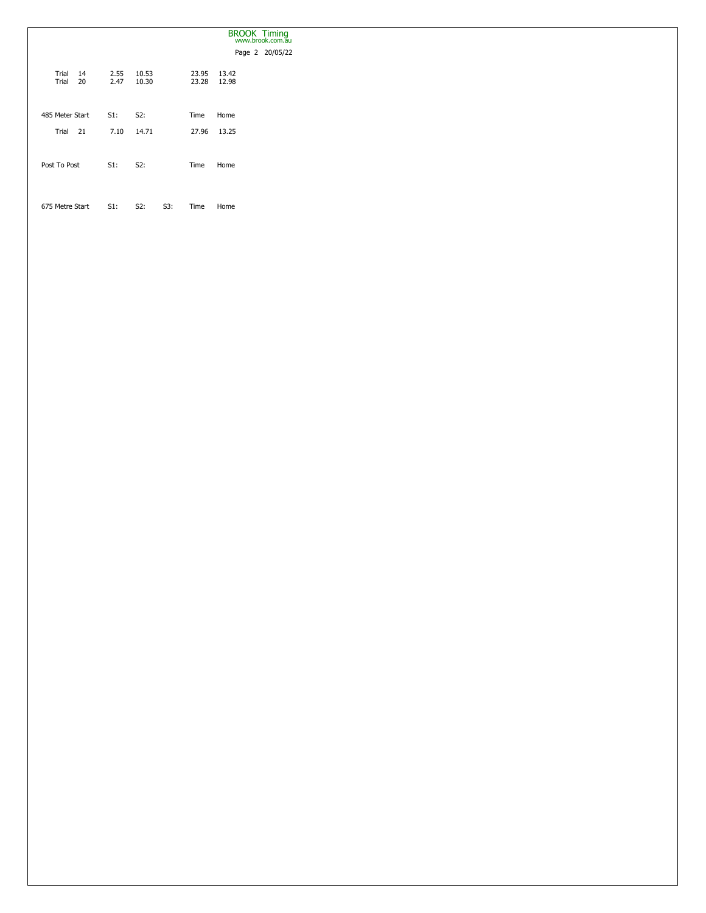| | | | | | |
|---|---|---|---|---|---|
| Trial 14 | 2.55 | 10.53 | | 23.95 | 13.42 |
| Trial 20 | 2.47 | 10.30 | | 23.28 | 12.98 |

| 485 Meter Start | S1: | S2: | Time | Home |
|---|---|---|---|---|
| Trial 21 | 7.10 | 14.71 | 27.96 | 13.25 |

| Post To Post | S1: | S2: | Time | Home |
|---|---|---|---|---|

| 675 Metre Start | S1: | S2: | S3: | Time | Home |
|---|---|---|---|---|---|